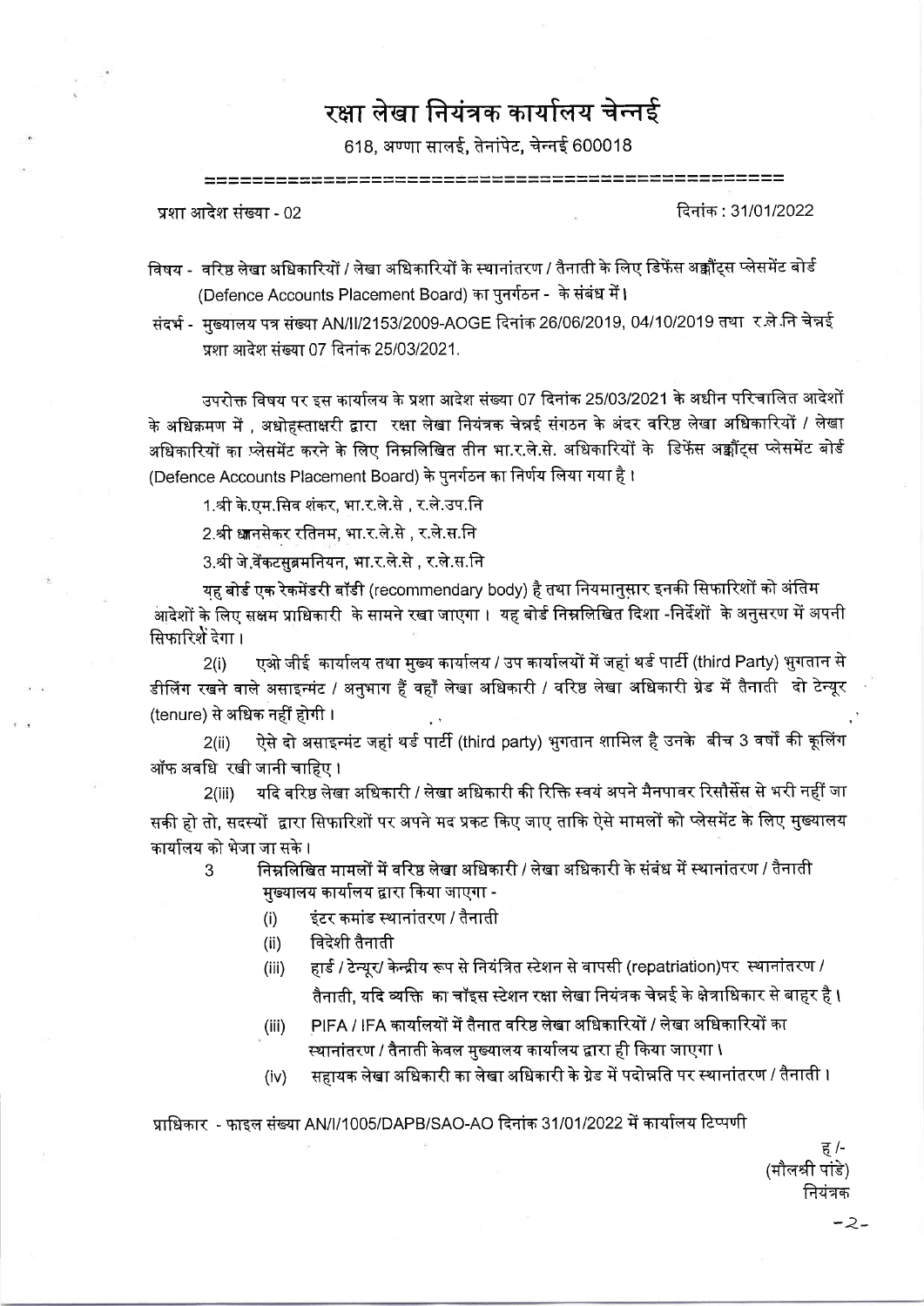# रक्षा लेखा नियंत्रक कार्यालय चेन्नई

618, अण्णा सालई, तेनांपेट, चेन्नई 600018

==============================================

प्रशा आदेश संख्या - 02 दिनांक : 31/01/2022

विषय - वरिष्ठ लेखा अधिकारियों / लेखा अधिकारियों के स्थानांतरण / तैनाती के लिए डिफेंस अक्कौंट्स प्लेसमेंट बोर्ड (Defence Accounts Placement Board) का पुनर्गठन - के संबंध में।

संदर्भ - मुख्यालय पत्र संख्या AN/II/2153/2009-AOGE दिनांक 26/06/2019, 04/10/2019 तथा र.ले.नि चेन्नई प्रशा आदेश संख्या 07 दिनांक 25/03/2021.

उपरोक्त विषय पर इस कार्यालय के प्रशा आदेश संख्या 07 दिनांक 25/03/2021 के अधीन परिचालित आदेशों के अधिक्रमण में , अधोहस्ताक्षरी द्वारा रक्षा लेखा नियंत्रक चेन्नई संगठन के अंदर वरिष्ठ लेखा अधिकारियों / लेखा अधिकारियों का प्लेसमेंट करने के लिए निम्नलिखित तीन भा.र.ले.से. अधिकारियों के डिफेंस अक्कौंट्स प्लेसमेंट बोर्ड (Defence Accounts Placement Board) के पुनर्गठन का निर्णय लिया गया है ।

1.श्री के.एम.सिव शंकर, भा.र.ले.से , र.ले.उप.नि

2.श्री ध्यानसेकर रतिनम, भा.र.ले.से , र.ले.स.नि

3.श्री जे.वेंकटसुब्रमनियन, भा.र.ले.से , र.ले.स.नि

यह बोर्ड एक रेकमेंडरी बॉडी (recommendary body) है तथा नियमानुसार इनकी सिफारिशों को अंतिम आदेशों के लिए सक्षम प्राधिकारी के सामने रखा जाएगा । यह बोर्ड निम्नलिखित दिशा -निर्देशों के अनुसरण में अपनी सिफारिशें देगा ।

2(i) एओ जीई कार्यालय तथा मुख्य कार्यालय / उप कार्यालयों में जहां थर्ड पार्टी (third Party) भुगतान से डीलिंग रखने वाले असाइन्मेंट / अनुभाग हैं वहाँ लेखा अधिकारी / वरिष्ठ लेखा अधिकारी ग्रेड में तैनाती दो टेन्यूर (tenure) से अधिक नहीं होगी ।

2(ii) ऐसे दो असाइन्मेंट जहां थर्ड पार्टी (third party) भुगतान शामिल है उनके बीच 3 वर्षों की कूलिंग ऑफ अवधि रखी जानी चाहिए ।

2(iii) यदि वरिष्ठ लेखा अधिकारी / लेखा अधिकारी की रिक्ति स्वयं अपने मैनपावर रिसौर्सेस से भरी नहीं जा सकी हो तो, सदस्यों द्वारा सिफारिशों पर अपने मद प्रकट किए जाए ताकि ऐसे मामलों को प्लेसमेंट के लिए मुख्यालय कार्यालय को भेजा जा सके ।

3 निम्नलिखित मामलों में वरिष्ठ लेखा अधिकारी / लेखा अधिकारी के संबंध में स्थानांतरण / तैनाती मुख्यालय कार्यालय द्वारा किया जाएगा -

(i) इंटर कमांड स्थानांतरण / तैनाती

(ii) विदेशी तैनाती

(iii) हार्ड / टेन्यूर/ केन्द्रीय रूप से नियंत्रित स्टेशन से वापसी (repatriation)पर स्थानांतरण / तैनाती, यदि व्यक्ति का चॉइस स्टेशन रक्षा लेखा नियंत्रक चेन्नई के क्षेत्राधिकार से बाहर है ।

(iii) PIFA / IFA कार्यालयों में तैनात वरिष्ठ लेखा अधिकारियों / लेखा अधिकारियों का स्थानांतरण / तैनाती केवल मुख्यालय कार्यालय द्वारा ही किया जाएगा ।

(iv) सहायक लेखा अधिकारी का लेखा अधिकारी के ग्रेड में पदोन्नति पर स्थानांतरण / तैनाती ।

प्राधिकार - फाइल संख्या AN/I/1005/DAPB/SAO-AO दिनांक 31/01/2022 में कार्यालय टिप्पणी

ह /-
(मौलश्री पांडे)
नियंत्रक

-2-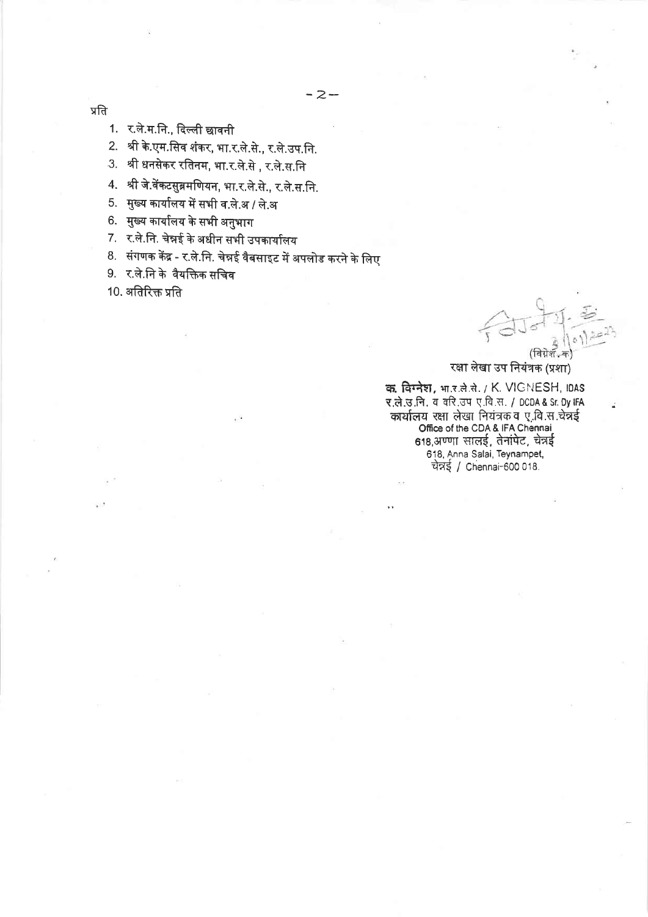प्रति

1. र.ले.म.नि., दिल्ली छावनी
2. श्री के.एम.सिव शंकर, भा.र.ले.से., र.ले.उप.नि.
3. श्री धनसेकर रतिनम, भा.र.ले.से , र.ले.स.नि
4. श्री जे.वेंकटसुब्रमणियन, भा.र.ले.से., र.ले.स.नि.
5. मुख्य कार्यालय में सभी व.ले.अ / ले.अ
6. मुख्य कार्यालय के सभी अनुभाग
7. र.ले.नि. चेन्नई के अधीन सभी उपकार्यालय
8. संगणक केंद्र - र.ले.नि. चेन्नई वैबसाइट में अपलोड करने के लिए
9. र.ले.नि के वैयक्तिक सचिव
10. अतिरिक्त प्रति

(विग्नेश. क)
रक्षा लेखा उप नियंत्रक (प्रशा)

**क. विग्नेश**, भा.र.ले.से. / K. VIGNESH, IDAS
र.ले.उ.नि. व वरि.उप ए.वि.स. / DCDA & Sr. Dy IFA
कार्यालय रक्षा लेखा नियंत्रक व ए.वि.स.चेन्नई
Office of the CDA & IFA Chennai
618,अण्णा सालई, तेनांपेट, चेन्नई
618, Anna Salai, Teynampet,
चेन्नई / Chennai-600 018.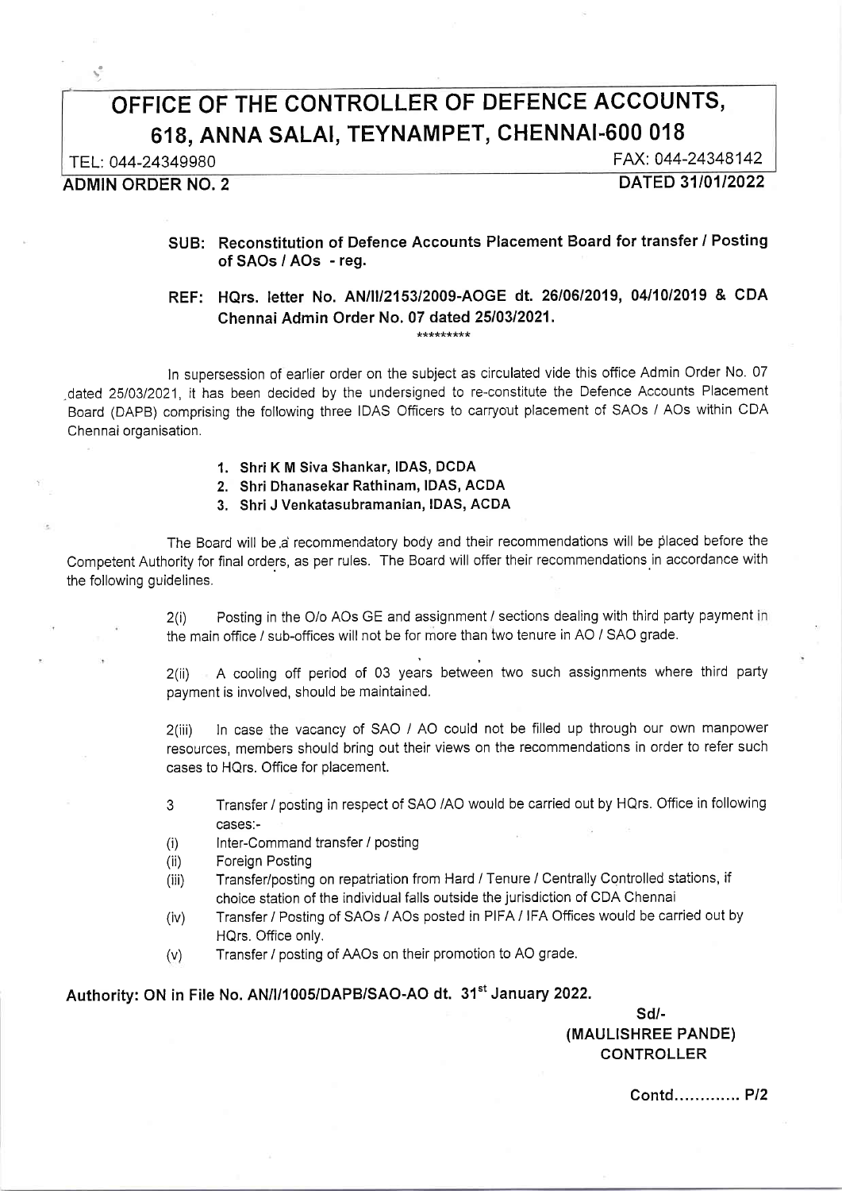# OFFICE OF THE CONTROLLER OF DEFENCE ACCOUNTS, 618, ANNA SALAI, TEYNAMPET, CHENNAI-600 018

TEL: 044-24349980 FAX: 044-24348142

**ADMIN ORDER NO. 2** **DATED 31/01/2022**

**SUB: Reconstitution of Defence Accounts Placement Board for transfer / Posting of SAOs / AOs - reg.**

**REF: HQrs. letter No. AN/II/2153/2009-AOGE dt. 26/06/2019, 04/10/2019 & CDA Chennai Admin Order No. 07 dated 25/03/2021.**

*********

In supersession of earlier order on the subject as circulated vide this office Admin Order No. 07 dated 25/03/2021, it has been decided by the undersigned to re-constitute the Defence Accounts Placement Board (DAPB) comprising the following three IDAS Officers to carryout placement of SAOs / AOs within CDA Chennai organisation.

1. **Shri K M Siva Shankar, IDAS, DCDA**
2. **Shri Dhanasekar Rathinam, IDAS, ACDA**
3. **Shri J Venkatasubramanian, IDAS, ACDA**

The Board will be a recommendatory body and their recommendations will be placed before the Competent Authority for final orders, as per rules. The Board will offer their recommendations in accordance with the following guidelines.

2(i) Posting in the O/o AOs GE and assignment / sections dealing with third party payment in the main office / sub-offices will not be for more than two tenure in AO / SAO grade.

2(ii) A cooling off period of 03 years between two such assignments where third party payment is involved, should be maintained.

2(iii) In case the vacancy of SAO / AO could not be filled up through our own manpower resources, members should bring out their views on the recommendations in order to refer such cases to HQrs. Office for placement.

3 Transfer / posting in respect of SAO /AO would be carried out by HQrs. Office in following cases:-

(i) Inter-Command transfer / posting

(ii) Foreign Posting

(iii) Transfer/posting on repatriation from Hard / Tenure / Centrally Controlled stations, if choice station of the individual falls outside the jurisdiction of CDA Chennai

(iv) Transfer / Posting of SAOs / AOs posted in PIFA / IFA Offices would be carried out by HQrs. Office only.

(v) Transfer / posting of AAOs on their promotion to AO grade.

**Authority: ON in File No. AN/I/1005/DAPB/SAO-AO dt. 31st January 2022.**

**Sd/-**
**(MAULISHREE PANDE)**
**CONTROLLER**

**Contd............. P/2**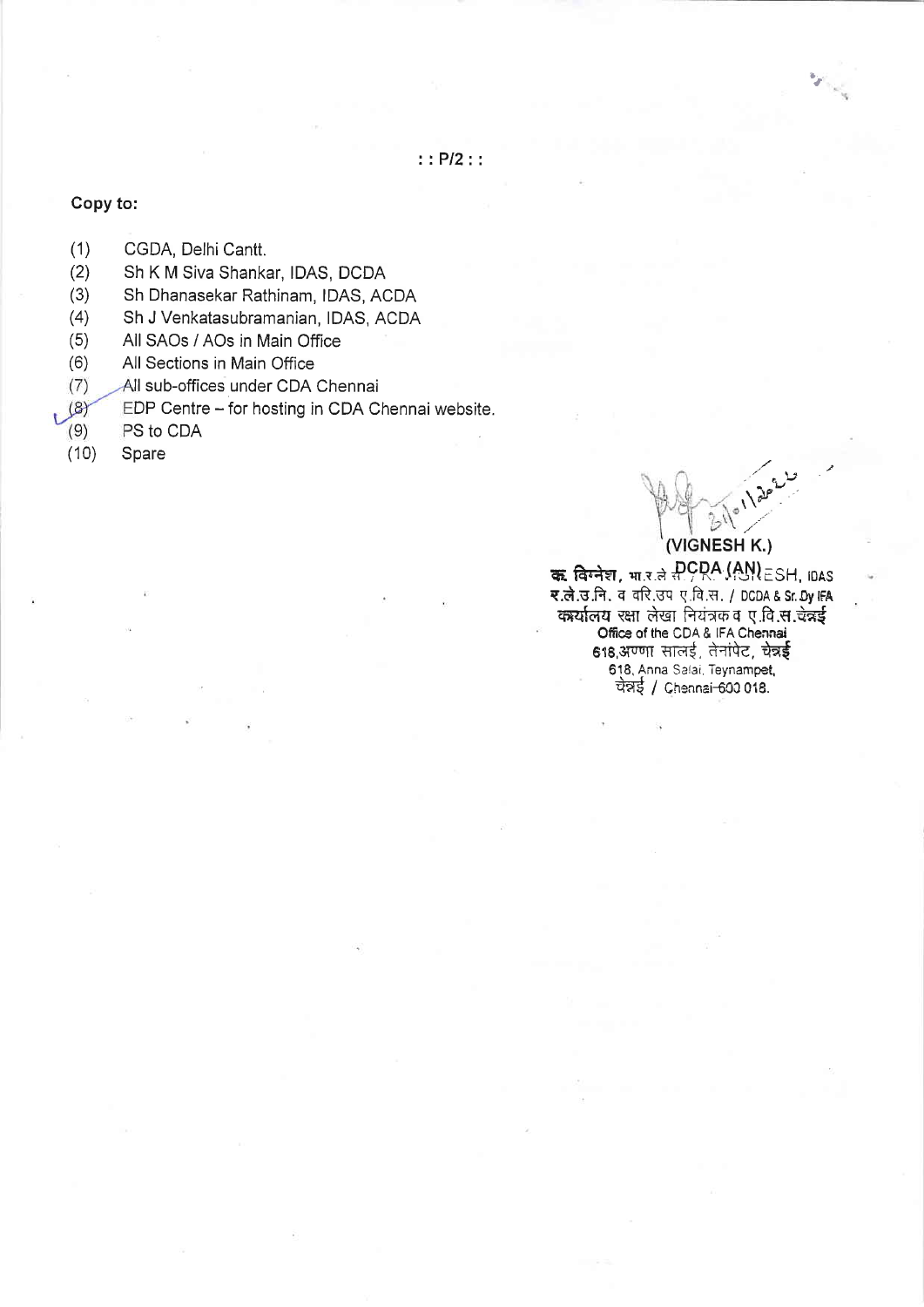**Copy to:**

(1) CGDA, Delhi Cantt.
(2) Sh K M Siva Shankar, IDAS, DCDA
(3) Sh Dhanasekar Rathinam, IDAS, ACDA
(4) Sh J Venkatasubramanian, IDAS, ACDA
(5) All SAOs / AOs in Main Office
(6) All Sections in Main Office
(7) All sub-offices under CDA Chennai
(8) EDP Centre – for hosting in CDA Chennai website.
(9) PS to CDA
(10) Spare

(VIGNESH K.)
DCDA (AN)

क. विग्नेश, भा.र.ले.से / K. VIGNESH, IDAS
र.ले.उ.नि. व वरि.उप ए.वि.स. / DCDA & Sr. Dy IFA
कार्यालय रक्षा लेखा नियंत्रक व ए.वि.स.चेन्नई
Office of the CDA & IFA Chennai
618,अण्णा सालई, तेनांपेट, चेन्नई
618, Anna Salai, Teynampet,
चेन्नई / Chennai-600 018.